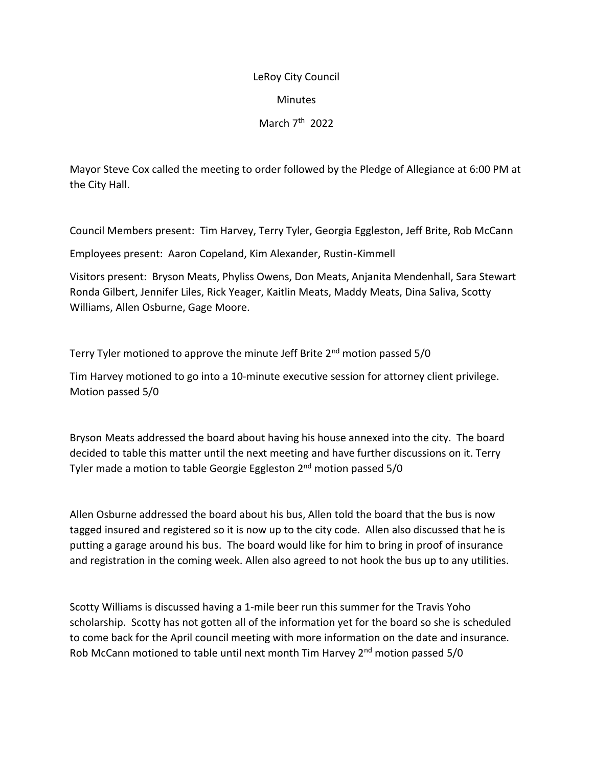LeRoy City Council

Minutes

March 7th 2022

Mayor Steve Cox called the meeting to order followed by the Pledge of Allegiance at 6:00 PM at the City Hall.

Council Members present: Tim Harvey, Terry Tyler, Georgia Eggleston, Jeff Brite, Rob McCann

Employees present: Aaron Copeland, Kim Alexander, Rustin-Kimmell

Visitors present: Bryson Meats, Phyliss Owens, Don Meats, Anjanita Mendenhall, Sara Stewart Ronda Gilbert, Jennifer Liles, Rick Yeager, Kaitlin Meats, Maddy Meats, Dina Saliva, Scotty Williams, Allen Osburne, Gage Moore.

Terry Tyler motioned to approve the minute Jeff Brite 2nd motion passed 5/0

Tim Harvey motioned to go into a 10-minute executive session for attorney client privilege. Motion passed 5/0

Bryson Meats addressed the board about having his house annexed into the city. The board decided to table this matter until the next meeting and have further discussions on it. Terry Tyler made a motion to table Georgie Eggleston 2nd motion passed 5/0

Allen Osburne addressed the board about his bus, Allen told the board that the bus is now tagged insured and registered so it is now up to the city code. Allen also discussed that he is putting a garage around his bus. The board would like for him to bring in proof of insurance and registration in the coming week. Allen also agreed to not hook the bus up to any utilities.

Scotty Williams is discussed having a 1-mile beer run this summer for the Travis Yoho scholarship. Scotty has not gotten all of the information yet for the board so she is scheduled to come back for the April council meeting with more information on the date and insurance. Rob McCann motioned to table until next month Tim Harvey 2nd motion passed 5/0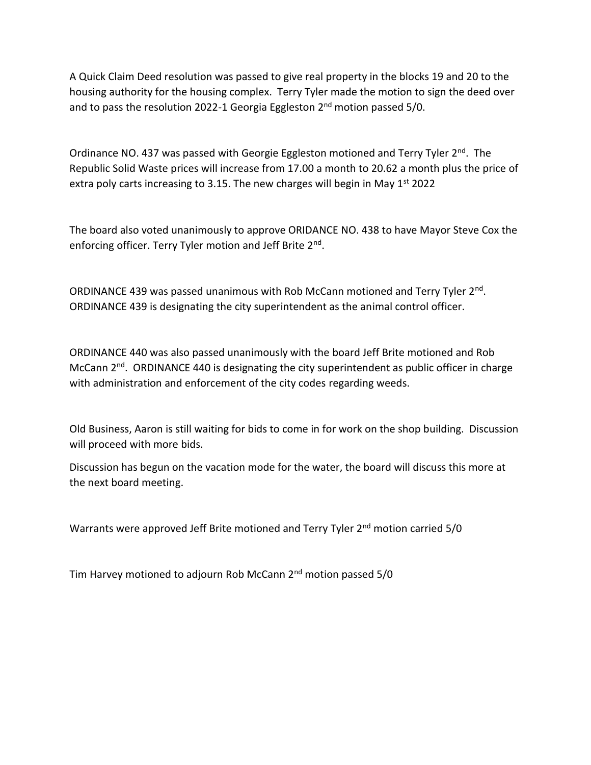A Quick Claim Deed resolution was passed to give real property in the blocks 19 and 20 to the housing authority for the housing complex. Terry Tyler made the motion to sign the deed over and to pass the resolution 2022-1 Georgia Eggleston 2nd motion passed 5/0.

Ordinance NO. 437 was passed with Georgie Eggleston motioned and Terry Tyler 2nd. The Republic Solid Waste prices will increase from 17.00 a month to 20.62 a month plus the price of extra poly carts increasing to 3.15. The new charges will begin in May 1st 2022

The board also voted unanimously to approve ORIDANCE NO. 438 to have Mayor Steve Cox the enforcing officer. Terry Tyler motion and Jeff Brite 2nd.

ORDINANCE 439 was passed unanimous with Rob McCann motioned and Terry Tyler 2nd. ORDINANCE 439 is designating the city superintendent as the animal control officer.

ORDINANCE 440 was also passed unanimously with the board Jeff Brite motioned and Rob McCann 2nd. ORDINANCE 440 is designating the city superintendent as public officer in charge with administration and enforcement of the city codes regarding weeds.

Old Business, Aaron is still waiting for bids to come in for work on the shop building. Discussion will proceed with more bids.

Discussion has begun on the vacation mode for the water, the board will discuss this more at the next board meeting.

Warrants were approved Jeff Brite motioned and Terry Tyler 2nd motion carried 5/0

Tim Harvey motioned to adjourn Rob McCann 2nd motion passed 5/0